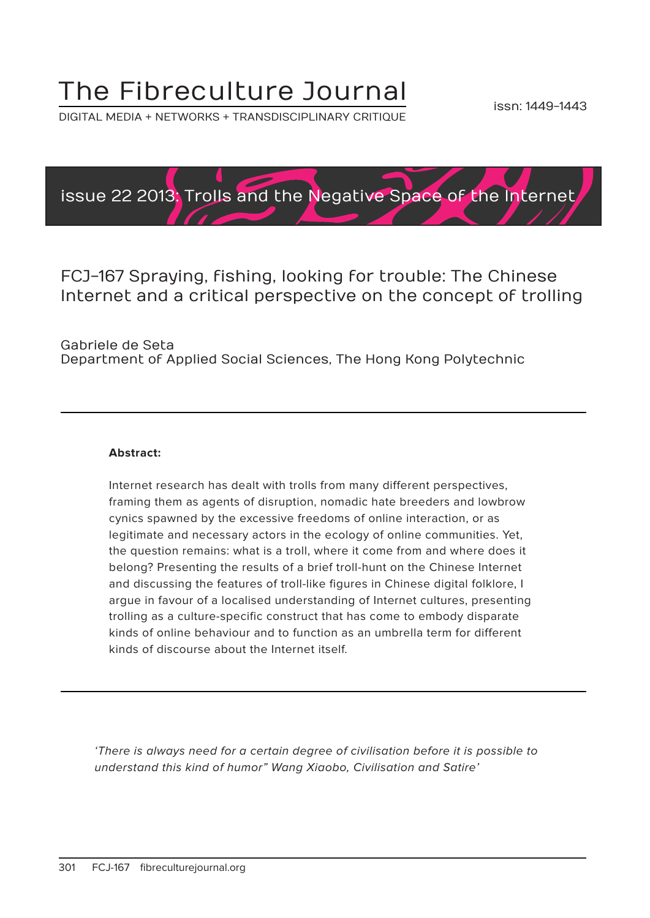# The Fibreculture Journal

DIGITAL MEDIA + NETWORKS + TRANSDISCIPLINARY CRITIQUE

issn: 1449-1443

issue 22 2013: Trolls and the Negative Space of the Internet

## FCJ-167 Spraying, fishing, looking for trouble: The Chinese Internet and a critical perspective on the concept of trolling

Gabriele de Seta
Department of Applied Social Sciences, The Hong Kong Polytechnic

---

**Abstract:**

Internet research has dealt with trolls from many different perspectives, framing them as agents of disruption, nomadic hate breeders and lowbrow cynics spawned by the excessive freedoms of online interaction, or as legitimate and necessary actors in the ecology of online communities. Yet, the question remains: what is a troll, where it come from and where does it belong? Presenting the results of a brief troll-hunt on the Chinese Internet and discussing the features of troll-like figures in Chinese digital folklore, I argue in favour of a localised understanding of Internet cultures, presenting trolling as a culture-specific construct that has come to embody disparate kinds of online behaviour and to function as an umbrella term for different kinds of discourse about the Internet itself.

---

*'There is always need for a certain degree of civilisation before it is possible to understand this kind of humor" Wang Xiaobo, Civilisation and Satire'*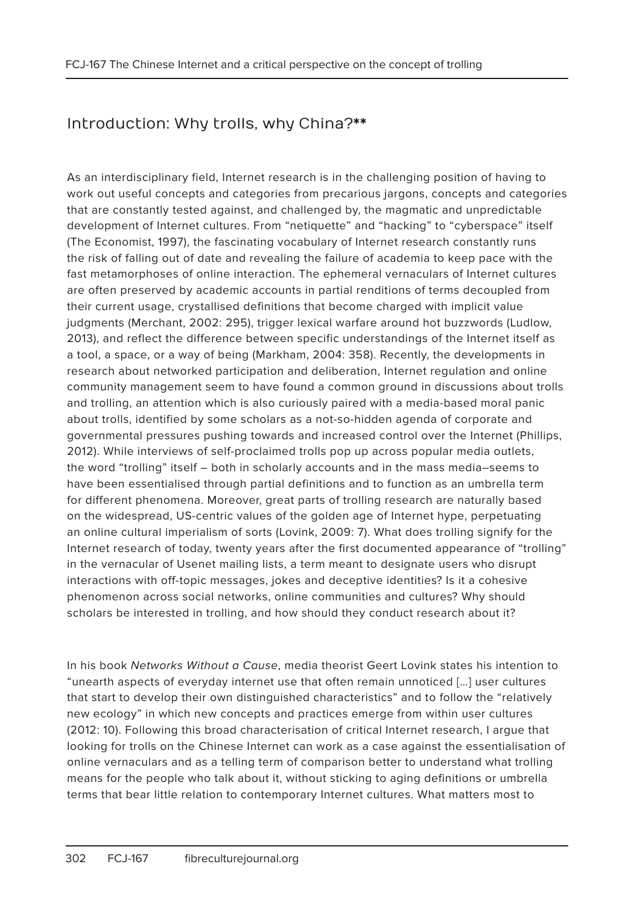## Introduction: Why trolls, why China?**

As an interdisciplinary field, Internet research is in the challenging position of having to work out useful concepts and categories from precarious jargons, concepts and categories that are constantly tested against, and challenged by, the magmatic and unpredictable development of Internet cultures. From "netiquette" and "hacking" to "cyberspace" itself (The Economist, 1997), the fascinating vocabulary of Internet research constantly runs the risk of falling out of date and revealing the failure of academia to keep pace with the fast metamorphoses of online interaction. The ephemeral vernaculars of Internet cultures are often preserved by academic accounts in partial renditions of terms decoupled from their current usage, crystallised definitions that become charged with implicit value judgments (Merchant, 2002: 295), trigger lexical warfare around hot buzzwords (Ludlow, 2013), and reflect the difference between specific understandings of the Internet itself as a tool, a space, or a way of being (Markham, 2004: 358). Recently, the developments in research about networked participation and deliberation, Internet regulation and online community management seem to have found a common ground in discussions about trolls and trolling, an attention which is also curiously paired with a media-based moral panic about trolls, identified by some scholars as a not-so-hidden agenda of corporate and governmental pressures pushing towards and increased control over the Internet (Phillips, 2012). While interviews of self-proclaimed trolls pop up across popular media outlets, the word "trolling" itself – both in scholarly accounts and in the mass media–seems to have been essentialised through partial definitions and to function as an umbrella term for different phenomena. Moreover, great parts of trolling research are naturally based on the widespread, US-centric values of the golden age of Internet hype, perpetuating an online cultural imperialism of sorts (Lovink, 2009: 7). What does trolling signify for the Internet research of today, twenty years after the first documented appearance of "trolling" in the vernacular of Usenet mailing lists, a term meant to designate users who disrupt interactions with off-topic messages, jokes and deceptive identities? Is it a cohesive phenomenon across social networks, online communities and cultures? Why should scholars be interested in trolling, and how should they conduct research about it?

In his book *Networks Without a Cause*, media theorist Geert Lovink states his intention to "unearth aspects of everyday internet use that often remain unnoticed [...] user cultures that start to develop their own distinguished characteristics" and to follow the "relatively new ecology" in which new concepts and practices emerge from within user cultures (2012: 10). Following this broad characterisation of critical Internet research, I argue that looking for trolls on the Chinese Internet can work as a case against the essentialisation of online vernaculars and as a telling term of comparison better to understand what trolling means for the people who talk about it, without sticking to aging definitions or umbrella terms that bear little relation to contemporary Internet cultures. What matters most to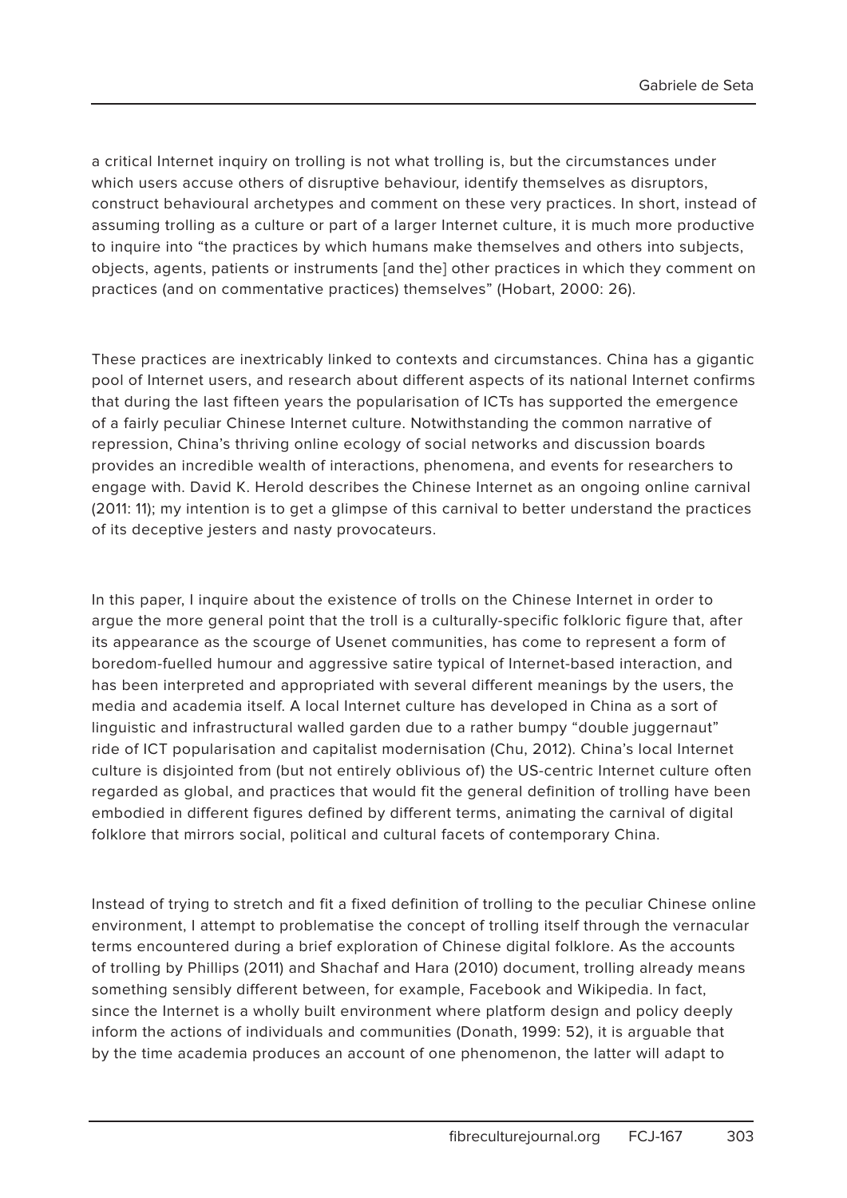a critical Internet inquiry on trolling is not what trolling is, but the circumstances under which users accuse others of disruptive behaviour, identify themselves as disruptors, construct behavioural archetypes and comment on these very practices. In short, instead of assuming trolling as a culture or part of a larger Internet culture, it is much more productive to inquire into "the practices by which humans make themselves and others into subjects, objects, agents, patients or instruments [and the] other practices in which they comment on practices (and on commentative practices) themselves" (Hobart, 2000: 26).

These practices are inextricably linked to contexts and circumstances. China has a gigantic pool of Internet users, and research about different aspects of its national Internet confirms that during the last fifteen years the popularisation of ICTs has supported the emergence of a fairly peculiar Chinese Internet culture. Notwithstanding the common narrative of repression, China's thriving online ecology of social networks and discussion boards provides an incredible wealth of interactions, phenomena, and events for researchers to engage with. David K. Herold describes the Chinese Internet as an ongoing online carnival (2011: 11); my intention is to get a glimpse of this carnival to better understand the practices of its deceptive jesters and nasty provocateurs.

In this paper, I inquire about the existence of trolls on the Chinese Internet in order to argue the more general point that the troll is a culturally-specific folkloric figure that, after its appearance as the scourge of Usenet communities, has come to represent a form of boredom-fuelled humour and aggressive satire typical of Internet-based interaction, and has been interpreted and appropriated with several different meanings by the users, the media and academia itself. A local Internet culture has developed in China as a sort of linguistic and infrastructural walled garden due to a rather bumpy "double juggernaut" ride of ICT popularisation and capitalist modernisation (Chu, 2012). China's local Internet culture is disjointed from (but not entirely oblivious of) the US-centric Internet culture often regarded as global, and practices that would fit the general definition of trolling have been embodied in different figures defined by different terms, animating the carnival of digital folklore that mirrors social, political and cultural facets of contemporary China.

Instead of trying to stretch and fit a fixed definition of trolling to the peculiar Chinese online environment, I attempt to problematise the concept of trolling itself through the vernacular terms encountered during a brief exploration of Chinese digital folklore. As the accounts of trolling by Phillips (2011) and Shachaf and Hara (2010) document, trolling already means something sensibly different between, for example, Facebook and Wikipedia. In fact, since the Internet is a wholly built environment where platform design and policy deeply inform the actions of individuals and communities (Donath, 1999: 52), it is arguable that by the time academia produces an account of one phenomenon, the latter will adapt to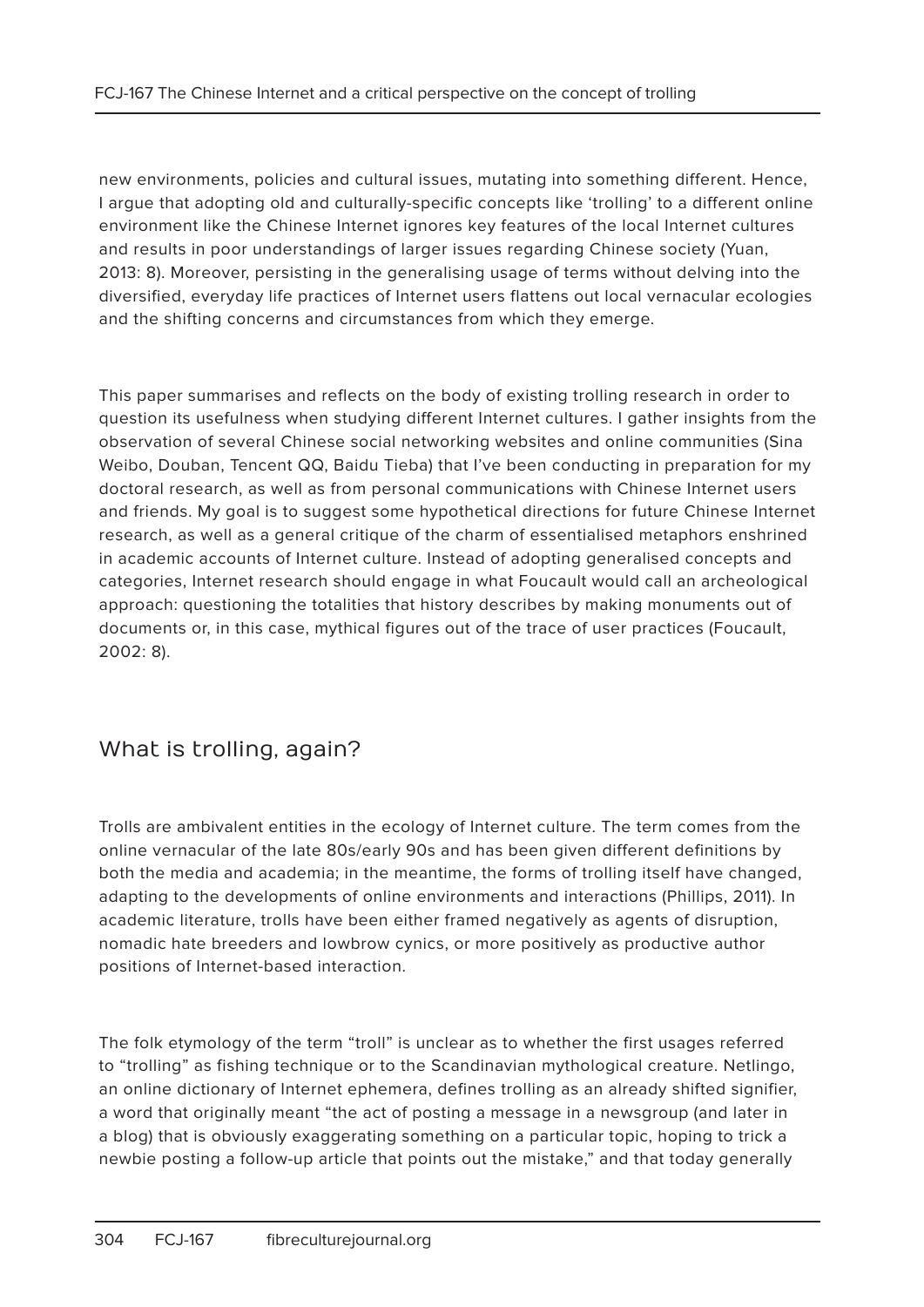new environments, policies and cultural issues, mutating into something different. Hence, I argue that adopting old and culturally-specific concepts like 'trolling' to a different online environment like the Chinese Internet ignores key features of the local Internet cultures and results in poor understandings of larger issues regarding Chinese society (Yuan, 2013: 8). Moreover, persisting in the generalising usage of terms without delving into the diversified, everyday life practices of Internet users flattens out local vernacular ecologies and the shifting concerns and circumstances from which they emerge.

This paper summarises and reflects on the body of existing trolling research in order to question its usefulness when studying different Internet cultures. I gather insights from the observation of several Chinese social networking websites and online communities (Sina Weibo, Douban, Tencent QQ, Baidu Tieba) that I've been conducting in preparation for my doctoral research, as well as from personal communications with Chinese Internet users and friends. My goal is to suggest some hypothetical directions for future Chinese Internet research, as well as a general critique of the charm of essentialised metaphors enshrined in academic accounts of Internet culture. Instead of adopting generalised concepts and categories, Internet research should engage in what Foucault would call an archeological approach: questioning the totalities that history describes by making monuments out of documents or, in this case, mythical figures out of the trace of user practices (Foucault, 2002: 8).

## What is trolling, again?

Trolls are ambivalent entities in the ecology of Internet culture. The term comes from the online vernacular of the late 80s/early 90s and has been given different definitions by both the media and academia; in the meantime, the forms of trolling itself have changed, adapting to the developments of online environments and interactions (Phillips, 2011). In academic literature, trolls have been either framed negatively as agents of disruption, nomadic hate breeders and lowbrow cynics, or more positively as productive author positions of Internet-based interaction.

The folk etymology of the term "troll" is unclear as to whether the first usages referred to "trolling" as fishing technique or to the Scandinavian mythological creature. Netlingo, an online dictionary of Internet ephemera, defines trolling as an already shifted signifier, a word that originally meant "the act of posting a message in a newsgroup (and later in a blog) that is obviously exaggerating something on a particular topic, hoping to trick a newbie posting a follow-up article that points out the mistake," and that today generally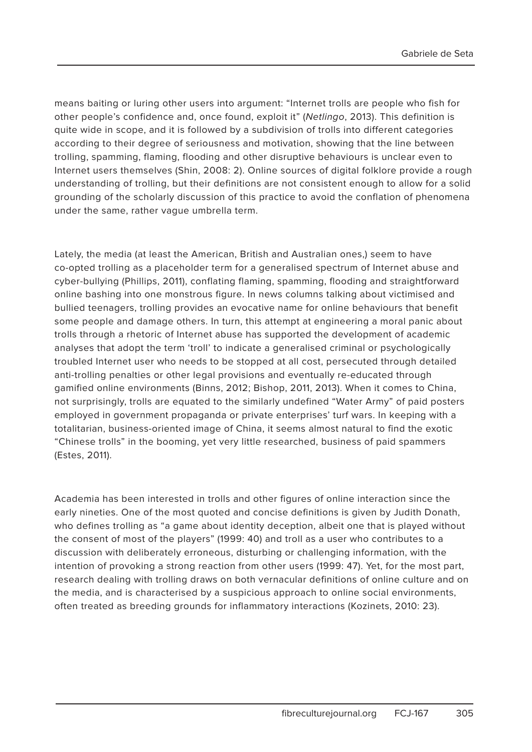means baiting or luring other users into argument: “Internet trolls are people who fish for other people’s confidence and, once found, exploit it” (*Netlingo*, 2013). This definition is quite wide in scope, and it is followed by a subdivision of trolls into different categories according to their degree of seriousness and motivation, showing that the line between trolling, spamming, flaming, flooding and other disruptive behaviours is unclear even to Internet users themselves (Shin, 2008: 2). Online sources of digital folklore provide a rough understanding of trolling, but their definitions are not consistent enough to allow for a solid grounding of the scholarly discussion of this practice to avoid the conflation of phenomena under the same, rather vague umbrella term.

Lately, the media (at least the American, British and Australian ones,) seem to have co-opted trolling as a placeholder term for a generalised spectrum of Internet abuse and cyber-bullying (Phillips, 2011), conflating flaming, spamming, flooding and straightforward online bashing into one monstrous figure. In news columns talking about victimised and bullied teenagers, trolling provides an evocative name for online behaviours that benefit some people and damage others. In turn, this attempt at engineering a moral panic about trolls through a rhetoric of Internet abuse has supported the development of academic analyses that adopt the term ‘troll’ to indicate a generalised criminal or psychologically troubled Internet user who needs to be stopped at all cost, persecuted through detailed anti-trolling penalties or other legal provisions and eventually re-educated through gamified online environments (Binns, 2012; Bishop, 2011, 2013). When it comes to China, not surprisingly, trolls are equated to the similarly undefined “Water Army” of paid posters employed in government propaganda or private enterprises’ turf wars. In keeping with a totalitarian, business-oriented image of China, it seems almost natural to find the exotic “Chinese trolls” in the booming, yet very little researched, business of paid spammers (Estes, 2011).

Academia has been interested in trolls and other figures of online interaction since the early nineties. One of the most quoted and concise definitions is given by Judith Donath, who defines trolling as “a game about identity deception, albeit one that is played without the consent of most of the players” (1999: 40) and troll as a user who contributes to a discussion with deliberately erroneous, disturbing or challenging information, with the intention of provoking a strong reaction from other users (1999: 47). Yet, for the most part, research dealing with trolling draws on both vernacular definitions of online culture and on the media, and is characterised by a suspicious approach to online social environments, often treated as breeding grounds for inflammatory interactions (Kozinets, 2010: 23).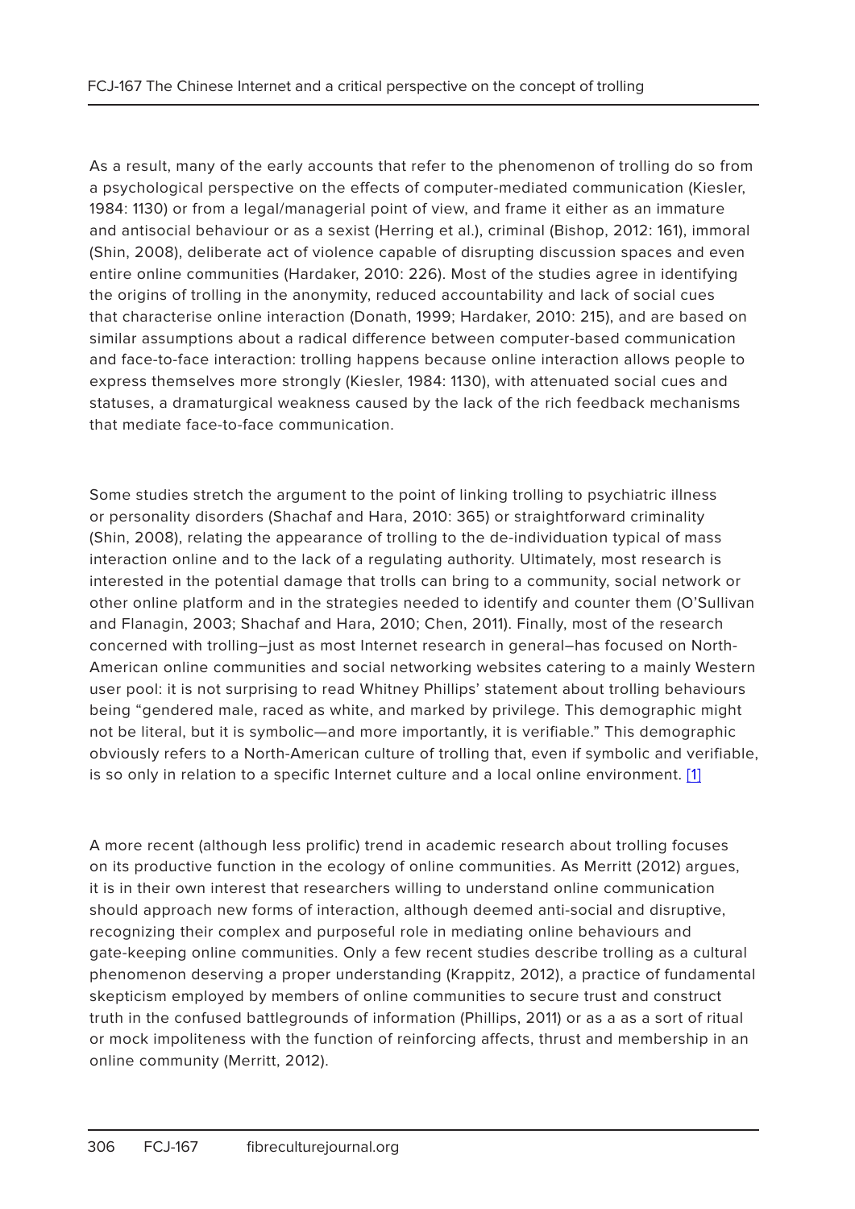As a result, many of the early accounts that refer to the phenomenon of trolling do so from a psychological perspective on the effects of computer-mediated communication (Kiesler, 1984: 1130) or from a legal/managerial point of view, and frame it either as an immature and antisocial behaviour or as a sexist (Herring et al.), criminal (Bishop, 2012: 161), immoral (Shin, 2008), deliberate act of violence capable of disrupting discussion spaces and even entire online communities (Hardaker, 2010: 226). Most of the studies agree in identifying the origins of trolling in the anonymity, reduced accountability and lack of social cues that characterise online interaction (Donath, 1999; Hardaker, 2010: 215), and are based on similar assumptions about a radical difference between computer-based communication and face-to-face interaction: trolling happens because online interaction allows people to express themselves more strongly (Kiesler, 1984: 1130), with attenuated social cues and statuses, a dramaturgical weakness caused by the lack of the rich feedback mechanisms that mediate face-to-face communication.

Some studies stretch the argument to the point of linking trolling to psychiatric illness or personality disorders (Shachaf and Hara, 2010: 365) or straightforward criminality (Shin, 2008), relating the appearance of trolling to the de-individuation typical of mass interaction online and to the lack of a regulating authority. Ultimately, most research is interested in the potential damage that trolls can bring to a community, social network or other online platform and in the strategies needed to identify and counter them (O'Sullivan and Flanagin, 2003; Shachaf and Hara, 2010; Chen, 2011). Finally, most of the research concerned with trolling–just as most Internet research in general–has focused on North-American online communities and social networking websites catering to a mainly Western user pool: it is not surprising to read Whitney Phillips' statement about trolling behaviours being "gendered male, raced as white, and marked by privilege. This demographic might not be literal, but it is symbolic—and more importantly, it is verifiable." This demographic obviously refers to a North-American culture of trolling that, even if symbolic and verifiable, is so only in relation to a specific Internet culture and a local online environment. [1]

A more recent (although less prolific) trend in academic research about trolling focuses on its productive function in the ecology of online communities. As Merritt (2012) argues, it is in their own interest that researchers willing to understand online communication should approach new forms of interaction, although deemed anti-social and disruptive, recognizing their complex and purposeful role in mediating online behaviours and gate-keeping online communities. Only a few recent studies describe trolling as a cultural phenomenon deserving a proper understanding (Krappitz, 2012), a practice of fundamental skepticism employed by members of online communities to secure trust and construct truth in the confused battlegrounds of information (Phillips, 2011) or as a as a sort of ritual or mock impoliteness with the function of reinforcing affects, thrust and membership in an online community (Merritt, 2012).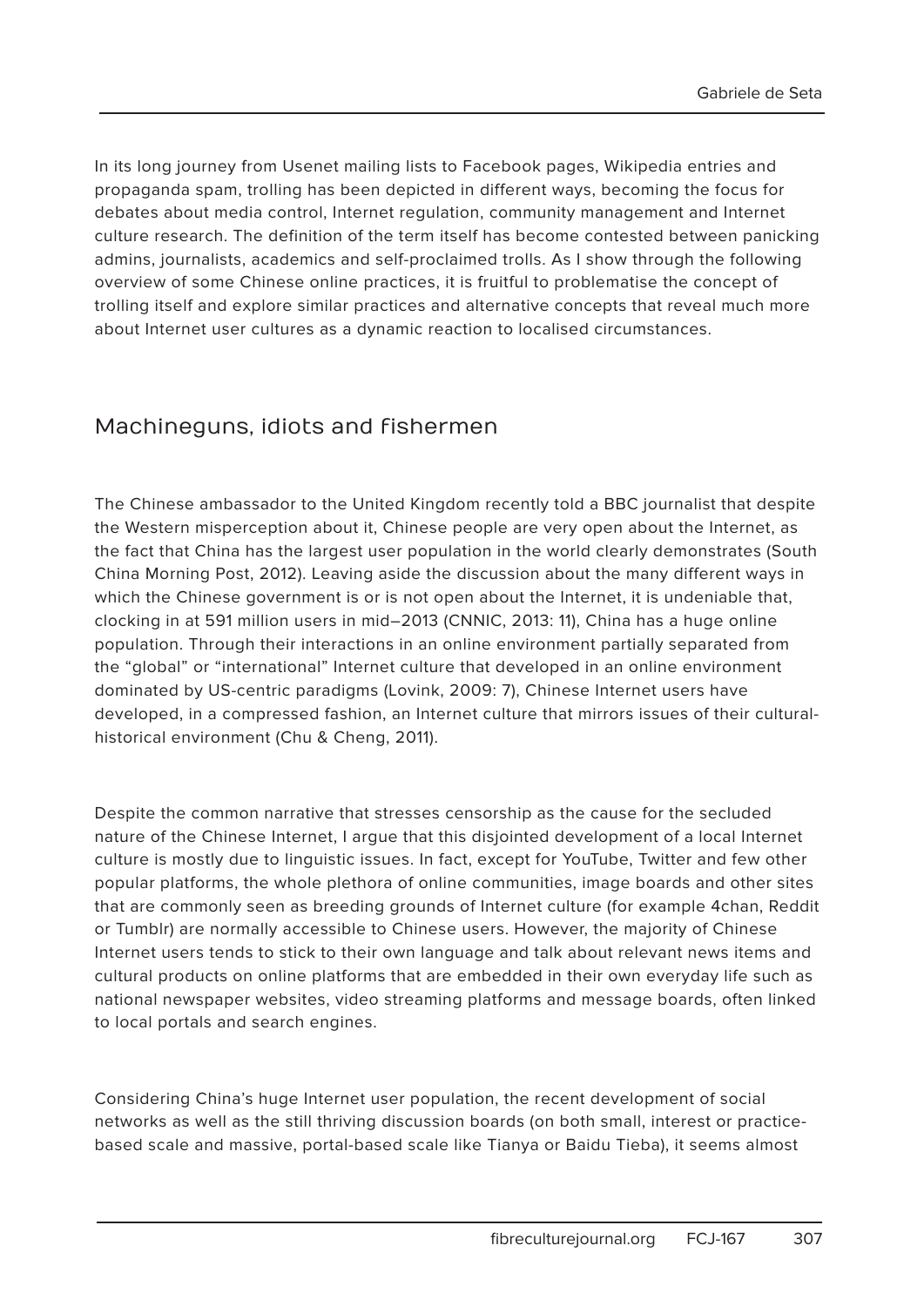In its long journey from Usenet mailing lists to Facebook pages, Wikipedia entries and propaganda spam, trolling has been depicted in different ways, becoming the focus for debates about media control, Internet regulation, community management and Internet culture research. The definition of the term itself has become contested between panicking admins, journalists, academics and self-proclaimed trolls. As I show through the following overview of some Chinese online practices, it is fruitful to problematise the concept of trolling itself and explore similar practices and alternative concepts that reveal much more about Internet user cultures as a dynamic reaction to localised circumstances.

## Machineguns, idiots and fishermen

The Chinese ambassador to the United Kingdom recently told a BBC journalist that despite the Western misperception about it, Chinese people are very open about the Internet, as the fact that China has the largest user population in the world clearly demonstrates (South China Morning Post, 2012). Leaving aside the discussion about the many different ways in which the Chinese government is or is not open about the Internet, it is undeniable that, clocking in at 591 million users in mid–2013 (CNNIC, 2013: 11), China has a huge online population. Through their interactions in an online environment partially separated from the "global" or "international" Internet culture that developed in an online environment dominated by US-centric paradigms (Lovink, 2009: 7), Chinese Internet users have developed, in a compressed fashion, an Internet culture that mirrors issues of their cultural-historical environment (Chu & Cheng, 2011).

Despite the common narrative that stresses censorship as the cause for the secluded nature of the Chinese Internet, I argue that this disjointed development of a local Internet culture is mostly due to linguistic issues. In fact, except for YouTube, Twitter and few other popular platforms, the whole plethora of online communities, image boards and other sites that are commonly seen as breeding grounds of Internet culture (for example 4chan, Reddit or Tumblr) are normally accessible to Chinese users. However, the majority of Chinese Internet users tends to stick to their own language and talk about relevant news items and cultural products on online platforms that are embedded in their own everyday life such as national newspaper websites, video streaming platforms and message boards, often linked to local portals and search engines.

Considering China's huge Internet user population, the recent development of social networks as well as the still thriving discussion boards (on both small, interest or practice-based scale and massive, portal-based scale like Tianya or Baidu Tieba), it seems almost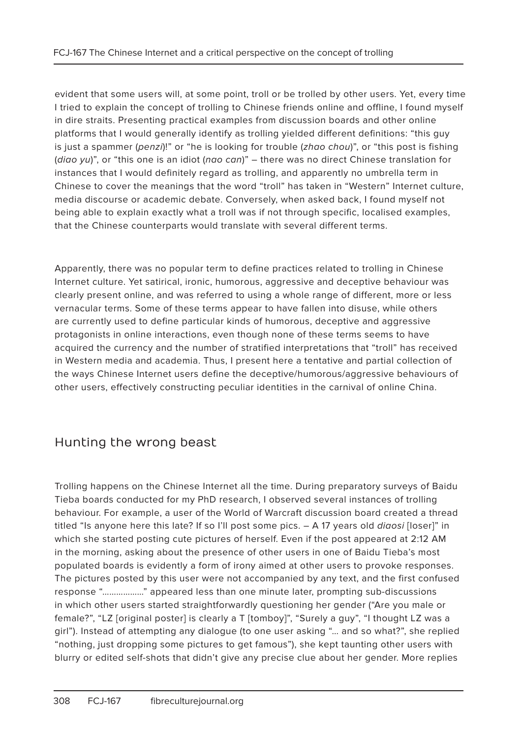evident that some users will, at some point, troll or be trolled by other users. Yet, every time I tried to explain the concept of trolling to Chinese friends online and offline, I found myself in dire straits. Presenting practical examples from discussion boards and other online platforms that I would generally identify as trolling yielded different definitions: "this guy is just a spammer (*penzi*)!" or "he is looking for trouble (*zhao chou*)", or "this post is fishing (*diao yu*)", or "this one is an idiot (*nao can*)" – there was no direct Chinese translation for instances that I would definitely regard as trolling, and apparently no umbrella term in Chinese to cover the meanings that the word "troll" has taken in "Western" Internet culture, media discourse or academic debate. Conversely, when asked back, I found myself not being able to explain exactly what a troll was if not through specific, localised examples, that the Chinese counterparts would translate with several different terms.

Apparently, there was no popular term to define practices related to trolling in Chinese Internet culture. Yet satirical, ironic, humorous, aggressive and deceptive behaviour was clearly present online, and was referred to using a whole range of different, more or less vernacular terms. Some of these terms appear to have fallen into disuse, while others are currently used to define particular kinds of humorous, deceptive and aggressive protagonists in online interactions, even though none of these terms seems to have acquired the currency and the number of stratified interpretations that "troll" has received in Western media and academia. Thus, I present here a tentative and partial collection of the ways Chinese Internet users define the deceptive/humorous/aggressive behaviours of other users, effectively constructing peculiar identities in the carnival of online China.

## Hunting the wrong beast

Trolling happens on the Chinese Internet all the time. During preparatory surveys of Baidu Tieba boards conducted for my PhD research, I observed several instances of trolling behaviour. For example, a user of the World of Warcraft discussion board created a thread titled "Is anyone here this late? If so I'll post some pics. – A 17 years old *diaosi* [loser]" in which she started posting cute pictures of herself. Even if the post appeared at 2:12 AM in the morning, asking about the presence of other users in one of Baidu Tieba's most populated boards is evidently a form of irony aimed at other users to provoke responses. The pictures posted by this user were not accompanied by any text, and the first confused response "………………" appeared less than one minute later, prompting sub-discussions in which other users started straightforwardly questioning her gender ("Are you male or female?", "LZ [original poster] is clearly a T [tomboy]", "Surely a guy", "I thought LZ was a girl"). Instead of attempting any dialogue (to one user asking "… and so what?", she replied "nothing, just dropping some pictures to get famous"), she kept taunting other users with blurry or edited self-shots that didn't give any precise clue about her gender. More replies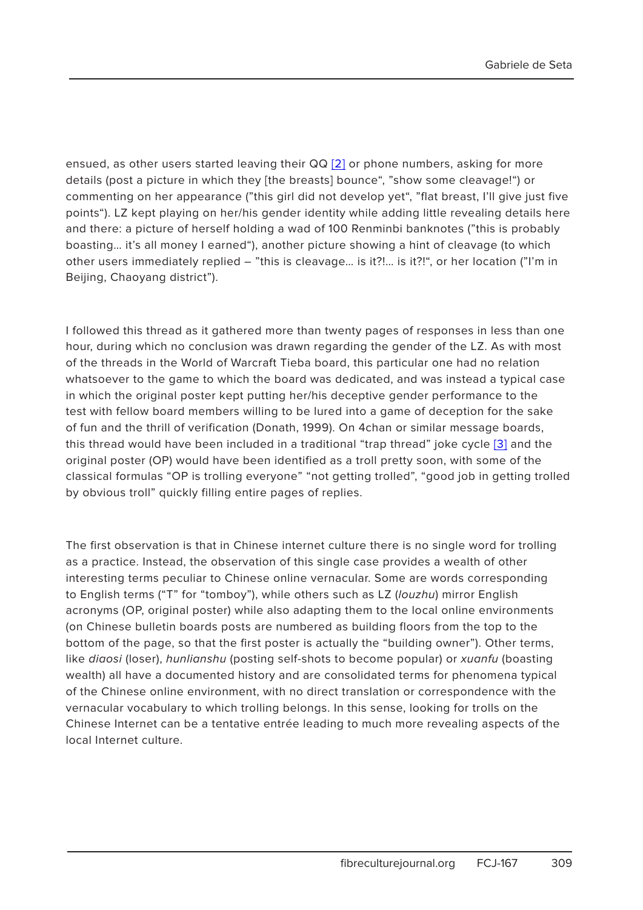ensued, as other users started leaving their QQ [2] or phone numbers, asking for more details (post a picture in which they [the breasts] bounce", "show some cleavage!") or commenting on her appearance ("this girl did not develop yet", "flat breast, I'll give just five points"). LZ kept playing on her/his gender identity while adding little revealing details here and there: a picture of herself holding a wad of 100 Renminbi banknotes ("this is probably boasting… it's all money I earned"), another picture showing a hint of cleavage (to which other users immediately replied – "this is cleavage… is it?!… is it?!", or her location ("I'm in Beijing, Chaoyang district").

I followed this thread as it gathered more than twenty pages of responses in less than one hour, during which no conclusion was drawn regarding the gender of the LZ. As with most of the threads in the World of Warcraft Tieba board, this particular one had no relation whatsoever to the game to which the board was dedicated, and was instead a typical case in which the original poster kept putting her/his deceptive gender performance to the test with fellow board members willing to be lured into a game of deception for the sake of fun and the thrill of verification (Donath, 1999). On 4chan or similar message boards, this thread would have been included in a traditional "trap thread" joke cycle [3] and the original poster (OP) would have been identified as a troll pretty soon, with some of the classical formulas "OP is trolling everyone" "not getting trolled", "good job in getting trolled by obvious troll" quickly filling entire pages of replies.

The first observation is that in Chinese internet culture there is no single word for trolling as a practice. Instead, the observation of this single case provides a wealth of other interesting terms peculiar to Chinese online vernacular. Some are words corresponding to English terms ("T" for "tomboy"), while others such as LZ (*louzhu*) mirror English acronyms (OP, original poster) while also adapting them to the local online environments (on Chinese bulletin boards posts are numbered as building floors from the top to the bottom of the page, so that the first poster is actually the "building owner"). Other terms, like *diaosi* (loser), *hunlianshu* (posting self-shots to become popular) or *xuanfu* (boasting wealth) all have a documented history and are consolidated terms for phenomena typical of the Chinese online environment, with no direct translation or correspondence with the vernacular vocabulary to which trolling belongs. In this sense, looking for trolls on the Chinese Internet can be a tentative entrée leading to much more revealing aspects of the local Internet culture.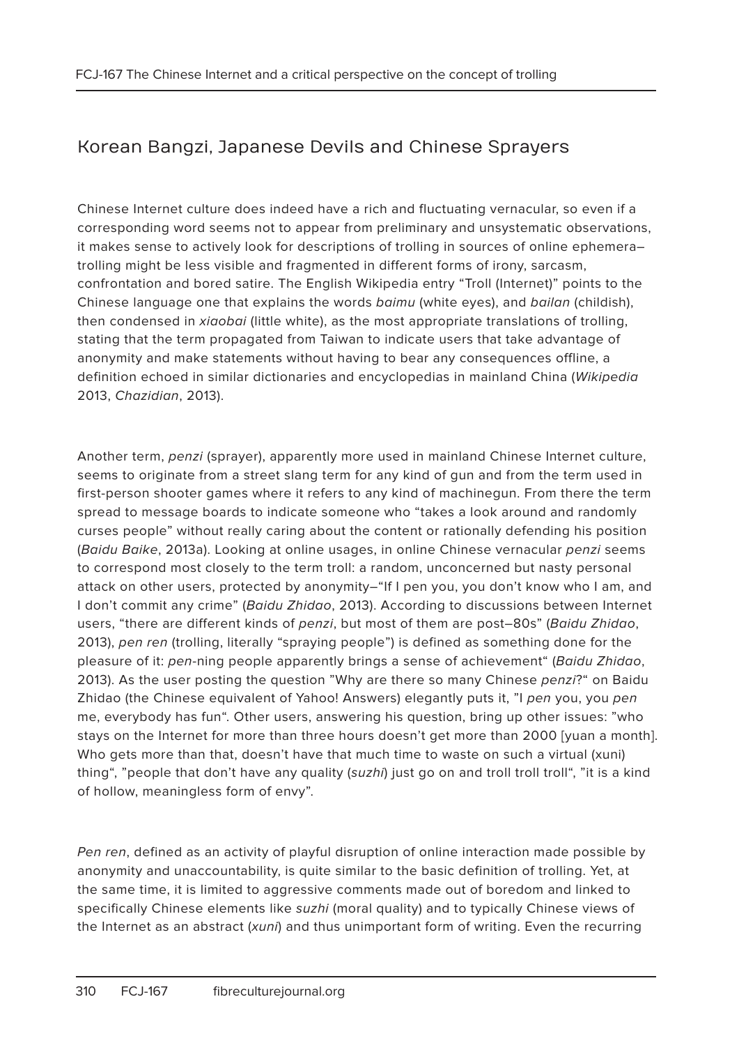## Korean Bangzi, Japanese Devils and Chinese Sprayers

Chinese Internet culture does indeed have a rich and fluctuating vernacular, so even if a corresponding word seems not to appear from preliminary and unsystematic observations, it makes sense to actively look for descriptions of trolling in sources of online ephemera–trolling might be less visible and fragmented in different forms of irony, sarcasm, confrontation and bored satire. The English Wikipedia entry "Troll (Internet)" points to the Chinese language one that explains the words *baimu* (white eyes), and *bailan* (childish), then condensed in *xiaobai* (little white), as the most appropriate translations of trolling, stating that the term propagated from Taiwan to indicate users that take advantage of anonymity and make statements without having to bear any consequences offline, a definition echoed in similar dictionaries and encyclopedias in mainland China (*Wikipedia* 2013, *Chazidian*, 2013).

Another term, *penzi* (sprayer), apparently more used in mainland Chinese Internet culture, seems to originate from a street slang term for any kind of gun and from the term used in first-person shooter games where it refers to any kind of machinegun. From there the term spread to message boards to indicate someone who "takes a look around and randomly curses people" without really caring about the content or rationally defending his position (*Baidu Baike*, 2013a). Looking at online usages, in online Chinese vernacular *penzi* seems to correspond most closely to the term troll: a random, unconcerned but nasty personal attack on other users, protected by anonymity–"If I pen you, you don't know who I am, and I don't commit any crime" (*Baidu Zhidao*, 2013). According to discussions between Internet users, "there are different kinds of *penzi*, but most of them are post–80s" (*Baidu Zhidao*, 2013), *pen ren* (trolling, literally "spraying people") is defined as something done for the pleasure of it: *pen*-ning people apparently brings a sense of achievement" (*Baidu Zhidao*, 2013). As the user posting the question "Why are there so many Chinese *penzi*?" on Baidu Zhidao (the Chinese equivalent of Yahoo! Answers) elegantly puts it, "I *pen* you, you *pen* me, everybody has fun". Other users, answering his question, bring up other issues: "who stays on the Internet for more than three hours doesn't get more than 2000 [yuan a month]. Who gets more than that, doesn't have that much time to waste on such a virtual (xuni) thing", "people that don't have any quality (*suzhi*) just go on and troll troll troll", "it is a kind of hollow, meaningless form of envy".

*Pen ren*, defined as an activity of playful disruption of online interaction made possible by anonymity and unaccountability, is quite similar to the basic definition of trolling. Yet, at the same time, it is limited to aggressive comments made out of boredom and linked to specifically Chinese elements like *suzhi* (moral quality) and to typically Chinese views of the Internet as an abstract (*xuni*) and thus unimportant form of writing. Even the recurring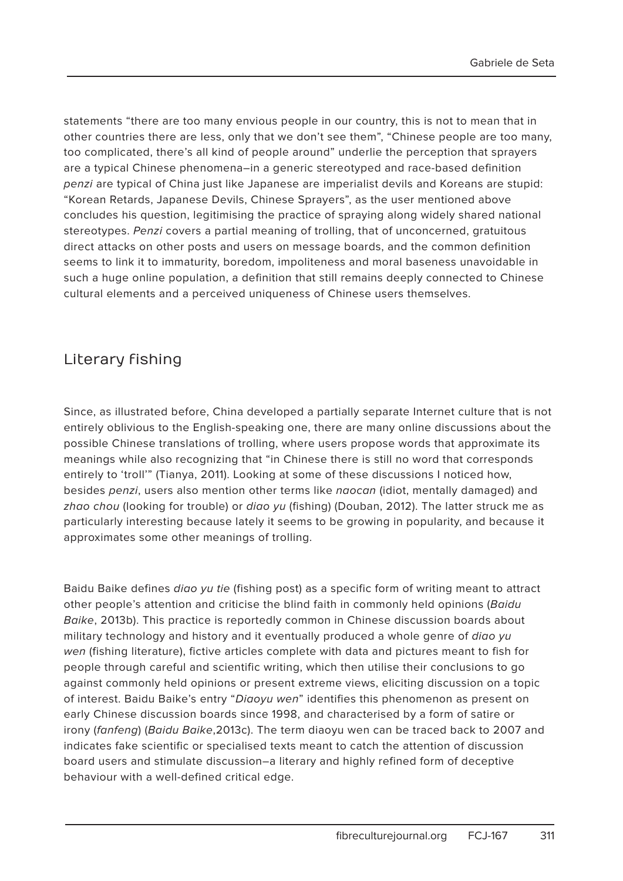statements "there are too many envious people in our country, this is not to mean that in other countries there are less, only that we don't see them", "Chinese people are too many, too complicated, there's all kind of people around" underlie the perception that sprayers are a typical Chinese phenomena–in a generic stereotyped and race-based definition *penzi* are typical of China just like Japanese are imperialist devils and Koreans are stupid: "Korean Retards, Japanese Devils, Chinese Sprayers", as the user mentioned above concludes his question, legitimising the practice of spraying along widely shared national stereotypes. *Penzi* covers a partial meaning of trolling, that of unconcerned, gratuitous direct attacks on other posts and users on message boards, and the common definition seems to link it to immaturity, boredom, impoliteness and moral baseness unavoidable in such a huge online population, a definition that still remains deeply connected to Chinese cultural elements and a perceived uniqueness of Chinese users themselves.

## Literary fishing

Since, as illustrated before, China developed a partially separate Internet culture that is not entirely oblivious to the English-speaking one, there are many online discussions about the possible Chinese translations of trolling, where users propose words that approximate its meanings while also recognizing that "in Chinese there is still no word that corresponds entirely to 'troll'" (Tianya, 2011). Looking at some of these discussions I noticed how, besides *penzi*, users also mention other terms like *naocan* (idiot, mentally damaged) and *zhao chou* (looking for trouble) or *diao yu* (fishing) (Douban, 2012). The latter struck me as particularly interesting because lately it seems to be growing in popularity, and because it approximates some other meanings of trolling.

Baidu Baike defines *diao yu tie* (fishing post) as a specific form of writing meant to attract other people's attention and criticise the blind faith in commonly held opinions (*Baidu Baike*, 2013b). This practice is reportedly common in Chinese discussion boards about military technology and history and it eventually produced a whole genre of *diao yu wen* (fishing literature), fictive articles complete with data and pictures meant to fish for people through careful and scientific writing, which then utilise their conclusions to go against commonly held opinions or present extreme views, eliciting discussion on a topic of interest. Baidu Baike's entry "*Diaoyu wen*" identifies this phenomenon as present on early Chinese discussion boards since 1998, and characterised by a form of satire or irony (*fanfeng*) (*Baidu Baike*,2013c). The term diaoyu wen can be traced back to 2007 and indicates fake scientific or specialised texts meant to catch the attention of discussion board users and stimulate discussion–a literary and highly refined form of deceptive behaviour with a well-defined critical edge.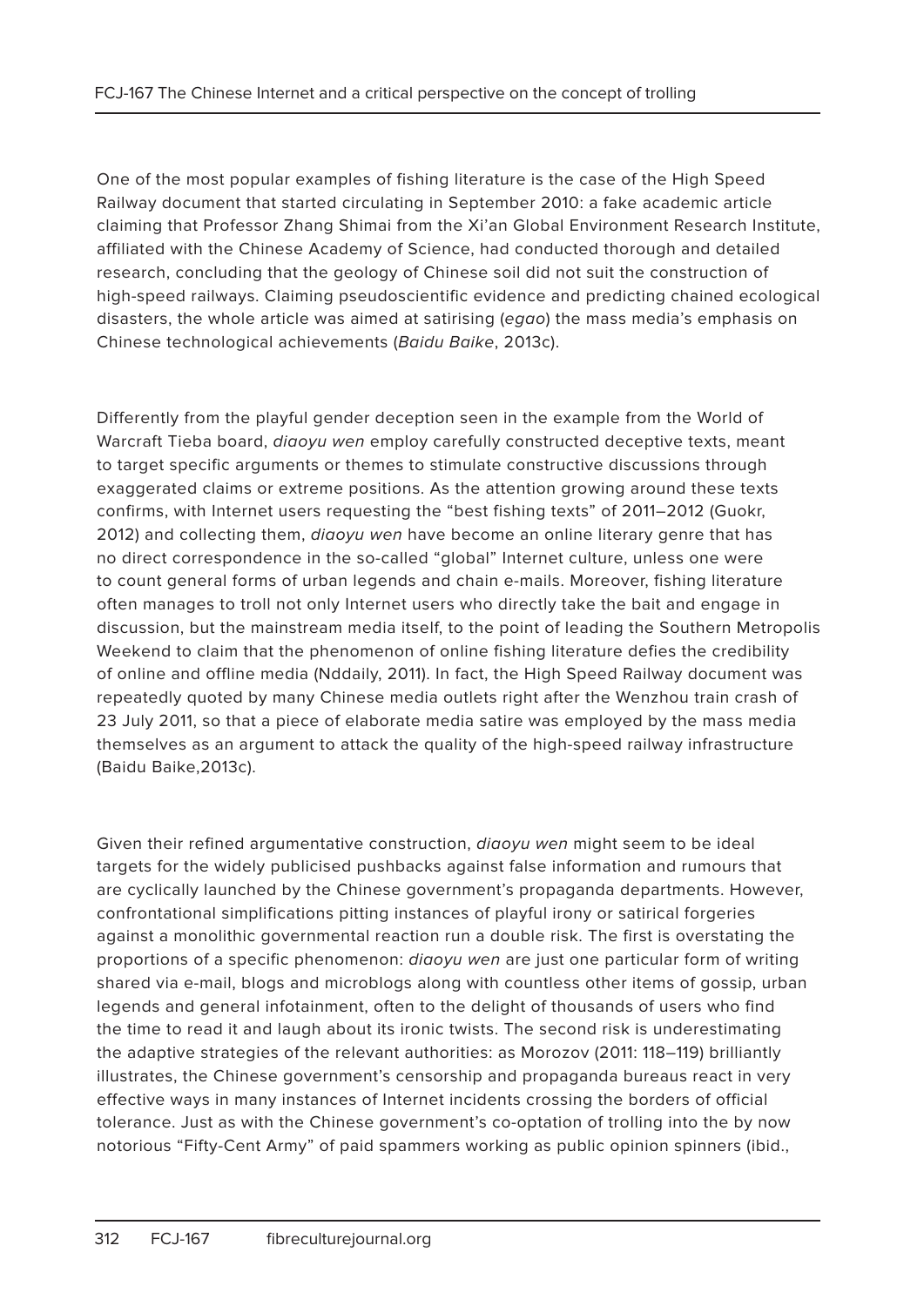One of the most popular examples of fishing literature is the case of the High Speed Railway document that started circulating in September 2010: a fake academic article claiming that Professor Zhang Shimai from the Xi'an Global Environment Research Institute, affiliated with the Chinese Academy of Science, had conducted thorough and detailed research, concluding that the geology of Chinese soil did not suit the construction of high-speed railways. Claiming pseudoscientific evidence and predicting chained ecological disasters, the whole article was aimed at satirising (*egao*) the mass media's emphasis on Chinese technological achievements (*Baidu Baike*, 2013c).

Differently from the playful gender deception seen in the example from the World of Warcraft Tieba board, *diaoyu wen* employ carefully constructed deceptive texts, meant to target specific arguments or themes to stimulate constructive discussions through exaggerated claims or extreme positions. As the attention growing around these texts confirms, with Internet users requesting the "best fishing texts" of 2011–2012 (Guokr, 2012) and collecting them, *diaoyu wen* have become an online literary genre that has no direct correspondence in the so-called "global" Internet culture, unless one were to count general forms of urban legends and chain e-mails. Moreover, fishing literature often manages to troll not only Internet users who directly take the bait and engage in discussion, but the mainstream media itself, to the point of leading the Southern Metropolis Weekend to claim that the phenomenon of online fishing literature defies the credibility of online and offline media (Nddaily, 2011). In fact, the High Speed Railway document was repeatedly quoted by many Chinese media outlets right after the Wenzhou train crash of 23 July 2011, so that a piece of elaborate media satire was employed by the mass media themselves as an argument to attack the quality of the high-speed railway infrastructure (Baidu Baike,2013c).

Given their refined argumentative construction, *diaoyu wen* might seem to be ideal targets for the widely publicised pushbacks against false information and rumours that are cyclically launched by the Chinese government's propaganda departments. However, confrontational simplifications pitting instances of playful irony or satirical forgeries against a monolithic governmental reaction run a double risk. The first is overstating the proportions of a specific phenomenon: *diaoyu wen* are just one particular form of writing shared via e-mail, blogs and microblogs along with countless other items of gossip, urban legends and general infotainment, often to the delight of thousands of users who find the time to read it and laugh about its ironic twists. The second risk is underestimating the adaptive strategies of the relevant authorities: as Morozov (2011: 118–119) brilliantly illustrates, the Chinese government's censorship and propaganda bureaus react in very effective ways in many instances of Internet incidents crossing the borders of official tolerance. Just as with the Chinese government's co-optation of trolling into the by now notorious "Fifty-Cent Army" of paid spammers working as public opinion spinners (ibid.,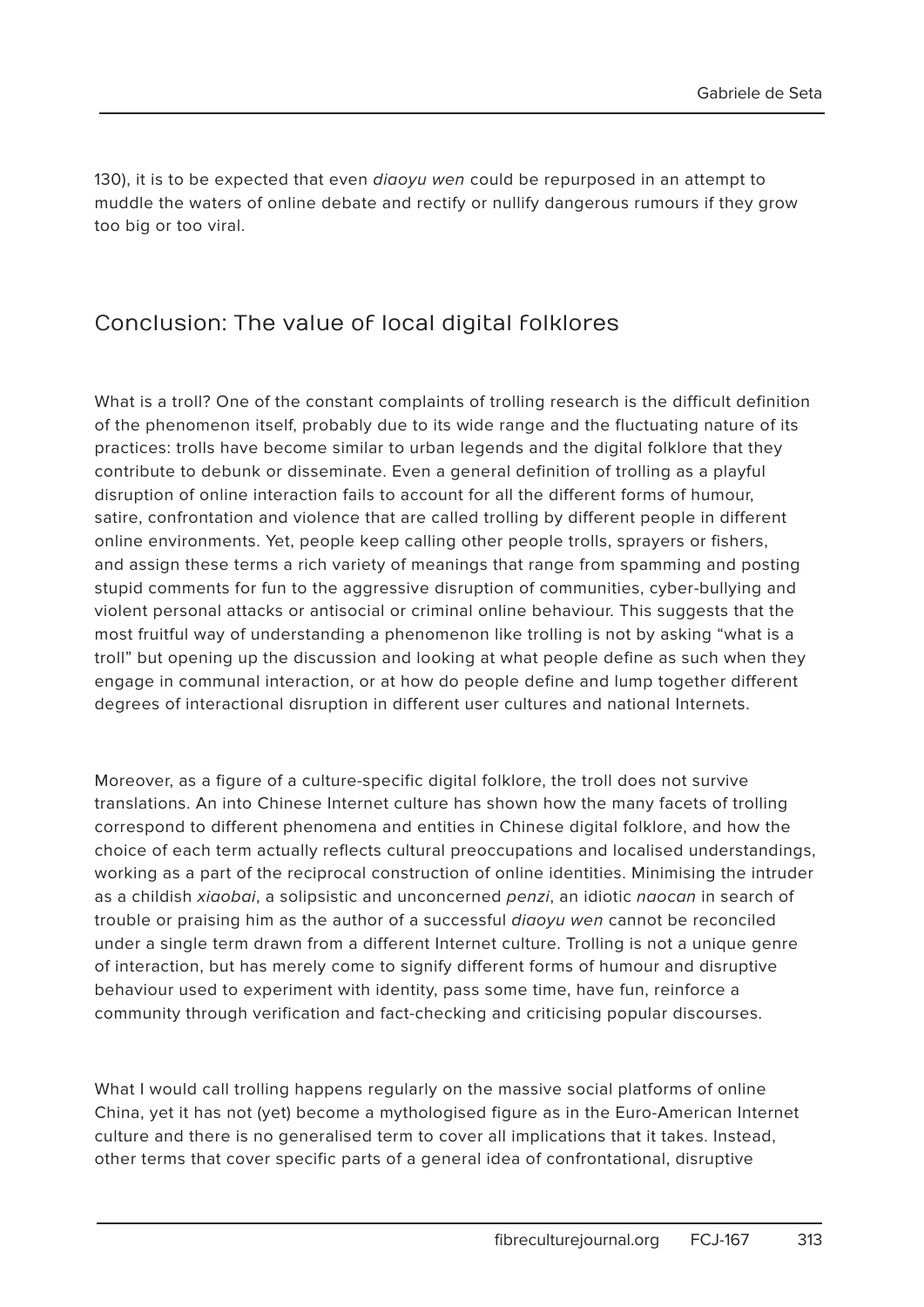130), it is to be expected that even *diaoyu wen* could be repurposed in an attempt to muddle the waters of online debate and rectify or nullify dangerous rumours if they grow too big or too viral.

## Conclusion: The value of local digital folklores

What is a troll? One of the constant complaints of trolling research is the difficult definition of the phenomenon itself, probably due to its wide range and the fluctuating nature of its practices: trolls have become similar to urban legends and the digital folklore that they contribute to debunk or disseminate. Even a general definition of trolling as a playful disruption of online interaction fails to account for all the different forms of humour, satire, confrontation and violence that are called trolling by different people in different online environments. Yet, people keep calling other people trolls, sprayers or fishers, and assign these terms a rich variety of meanings that range from spamming and posting stupid comments for fun to the aggressive disruption of communities, cyber-bullying and violent personal attacks or antisocial or criminal online behaviour. This suggests that the most fruitful way of understanding a phenomenon like trolling is not by asking "what is a troll" but opening up the discussion and looking at what people define as such when they engage in communal interaction, or at how do people define and lump together different degrees of interactional disruption in different user cultures and national Internets.

Moreover, as a figure of a culture-specific digital folklore, the troll does not survive translations. An into Chinese Internet culture has shown how the many facets of trolling correspond to different phenomena and entities in Chinese digital folklore, and how the choice of each term actually reflects cultural preoccupations and localised understandings, working as a part of the reciprocal construction of online identities. Minimising the intruder as a childish *xiaobai*, a solipsistic and unconcerned *penzi*, an idiotic *naocan* in search of trouble or praising him as the author of a successful *diaoyu wen* cannot be reconciled under a single term drawn from a different Internet culture. Trolling is not a unique genre of interaction, but has merely come to signify different forms of humour and disruptive behaviour used to experiment with identity, pass some time, have fun, reinforce a community through verification and fact-checking and criticising popular discourses.

What I would call trolling happens regularly on the massive social platforms of online China, yet it has not (yet) become a mythologised figure as in the Euro-American Internet culture and there is no generalised term to cover all implications that it takes. Instead, other terms that cover specific parts of a general idea of confrontational, disruptive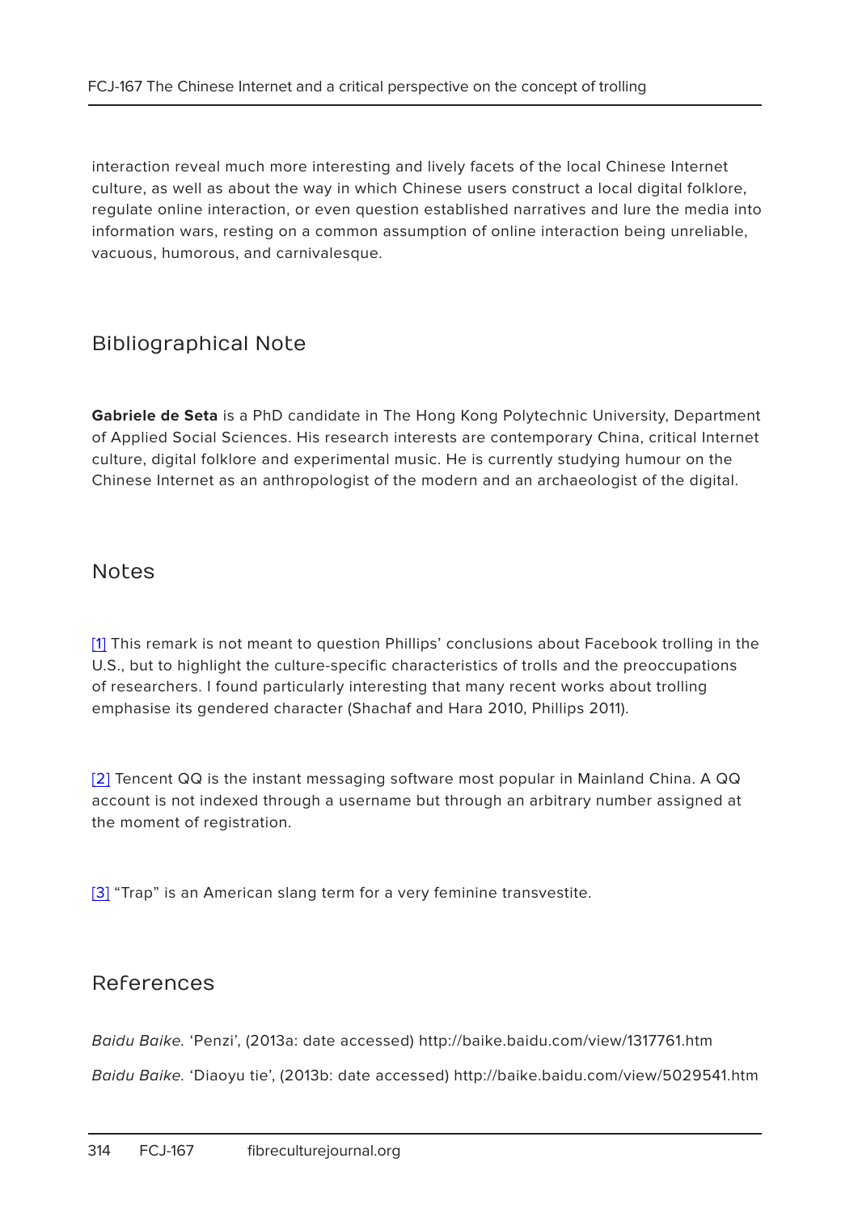interaction reveal much more interesting and lively facets of the local Chinese Internet culture, as well as about the way in which Chinese users construct a local digital folklore, regulate online interaction, or even question established narratives and lure the media into information wars, resting on a common assumption of online interaction being unreliable, vacuous, humorous, and carnivalesque.

## Bibliographical Note

**Gabriele de Seta** is a PhD candidate in The Hong Kong Polytechnic University, Department of Applied Social Sciences. His research interests are contemporary China, critical Internet culture, digital folklore and experimental music. He is currently studying humour on the Chinese Internet as an anthropologist of the modern and an archaeologist of the digital.

## Notes

[1] This remark is not meant to question Phillips' conclusions about Facebook trolling in the U.S., but to highlight the culture-specific characteristics of trolls and the preoccupations of researchers. I found particularly interesting that many recent works about trolling emphasise its gendered character (Shachaf and Hara 2010, Phillips 2011).

[2] Tencent QQ is the instant messaging software most popular in Mainland China. A QQ account is not indexed through a username but through an arbitrary number assigned at the moment of registration.

[3] "Trap" is an American slang term for a very feminine transvestite.

## References

*Baidu Baike.* 'Penzi', (2013a: date accessed) http://baike.baidu.com/view/1317761.htm

*Baidu Baike.* 'Diaoyu tie', (2013b: date accessed) http://baike.baidu.com/view/5029541.htm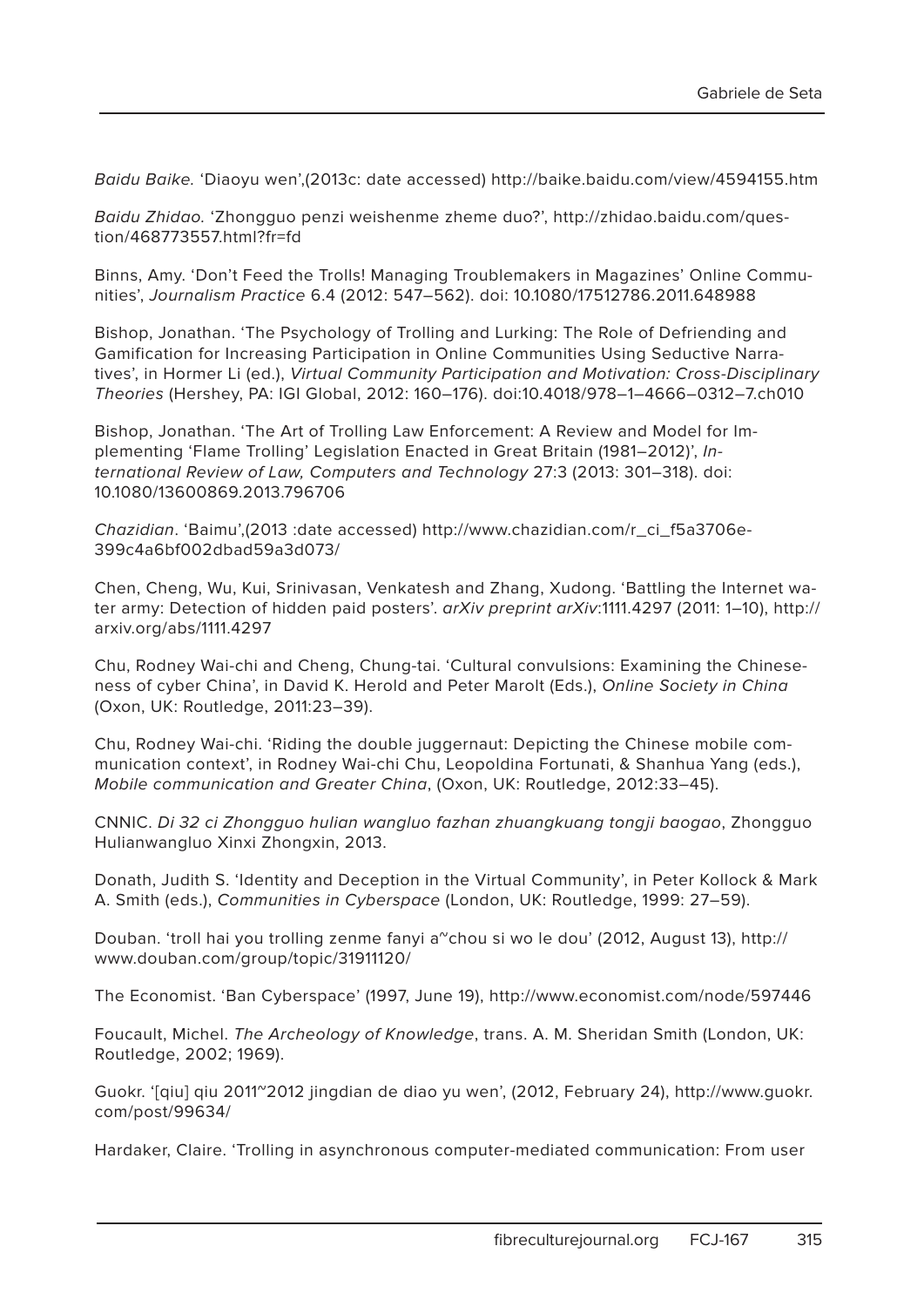*Baidu Baike.* 'Diaoyu wen',(2013c: date accessed) http://baike.baidu.com/view/4594155.htm

*Baidu Zhidao.* 'Zhongguo penzi weishenme zheme duo?', http://zhidao.baidu.com/question/468773557.html?fr=fd

Binns, Amy. 'Don't Feed the Trolls! Managing Troublemakers in Magazines' Online Communities', *Journalism Practice* 6.4 (2012: 547–562). doi: 10.1080/17512786.2011.648988

Bishop, Jonathan. 'The Psychology of Trolling and Lurking: The Role of Defriending and Gamification for Increasing Participation in Online Communities Using Seductive Narratives', in Hormer Li (ed.), *Virtual Community Participation and Motivation: Cross-Disciplinary Theories* (Hershey, PA: IGI Global, 2012: 160–176). doi:10.4018/978–1–4666–0312–7.ch010

Bishop, Jonathan. 'The Art of Trolling Law Enforcement: A Review and Model for Implementing 'Flame Trolling' Legislation Enacted in Great Britain (1981–2012)', *International Review of Law, Computers and Technology* 27:3 (2013: 301–318). doi: 10.1080/13600869.2013.796706

*Chazidian*. 'Baimu',(2013 :date accessed) http://www.chazidian.com/r_ci_f5a3706e399c4a6bf002dbad59a3d073/

Chen, Cheng, Wu, Kui, Srinivasan, Venkatesh and Zhang, Xudong. 'Battling the Internet water army: Detection of hidden paid posters'. *arXiv preprint arXiv*:1111.4297 (2011: 1–10), http://arxiv.org/abs/1111.4297

Chu, Rodney Wai-chi and Cheng, Chung-tai. 'Cultural convulsions: Examining the Chineseness of cyber China', in David K. Herold and Peter Marolt (Eds.), *Online Society in China* (Oxon, UK: Routledge, 2011:23–39).

Chu, Rodney Wai-chi. 'Riding the double juggernaut: Depicting the Chinese mobile communication context', in Rodney Wai-chi Chu, Leopoldina Fortunati, & Shanhua Yang (eds.), *Mobile communication and Greater China*, (Oxon, UK: Routledge, 2012:33–45).

CNNIC. *Di 32 ci Zhongguo hulian wangluo fazhan zhuangkuang tongji baogao*, Zhongguo Hulianwangluo Xinxi Zhongxin, 2013.

Donath, Judith S. 'Identity and Deception in the Virtual Community', in Peter Kollock & Mark A. Smith (eds.), *Communities in Cyberspace* (London, UK: Routledge, 1999: 27–59).

Douban. 'troll hai you trolling zenme fanyi a~chou si wo le dou' (2012, August 13), http://www.douban.com/group/topic/31911120/

The Economist. 'Ban Cyberspace' (1997, June 19), http://www.economist.com/node/597446

Foucault, Michel. *The Archeology of Knowledge*, trans. A. M. Sheridan Smith (London, UK: Routledge, 2002; 1969).

Guokr. '[qiu] qiu 2011~2012 jingdian de diao yu wen', (2012, February 24), http://www.guokr.com/post/99634/

Hardaker, Claire. 'Trolling in asynchronous computer-mediated communication: From user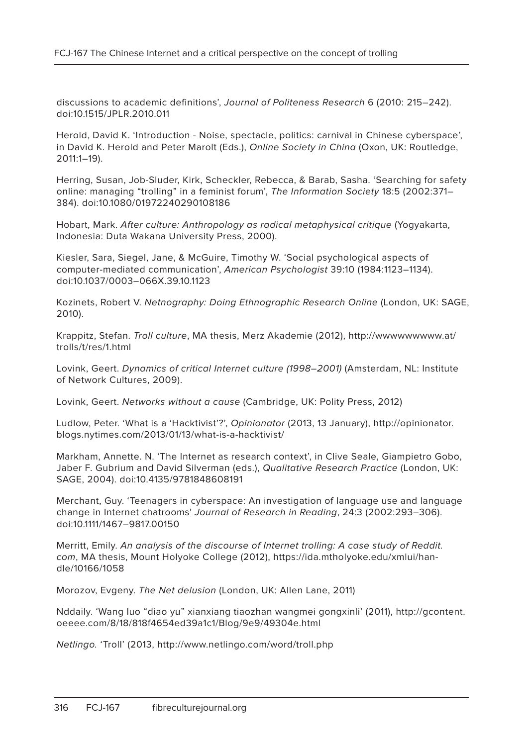discussions to academic definitions', *Journal of Politeness Research* 6 (2010: 215–242). doi:10.1515/JPLR.2010.011

Herold, David K. 'Introduction - Noise, spectacle, politics: carnival in Chinese cyberspace', in David K. Herold and Peter Marolt (Eds.), *Online Society in China* (Oxon, UK: Routledge, 2011:1–19).

Herring, Susan, Job-Sluder, Kirk, Scheckler, Rebecca, & Barab, Sasha. 'Searching for safety online: managing "trolling" in a feminist forum', *The Information Society* 18:5 (2002:371–384). doi:10.1080/01972240290108186

Hobart, Mark. *After culture: Anthropology as radical metaphysical critique* (Yogyakarta, Indonesia: Duta Wakana University Press, 2000).

Kiesler, Sara, Siegel, Jane, & McGuire, Timothy W. 'Social psychological aspects of computer-mediated communication', *American Psychologist* 39:10 (1984:1123–1134). doi:10.1037/0003–066X.39.10.1123

Kozinets, Robert V. *Netnography: Doing Ethnographic Research Online* (London, UK: SAGE, 2010).

Krappitz, Stefan. *Troll culture*, MA thesis, Merz Akademie (2012), http://wwwwwwwww.at/trolls/t/res/1.html

Lovink, Geert. *Dynamics of critical Internet culture (1998–2001)* (Amsterdam, NL: Institute of Network Cultures, 2009).

Lovink, Geert. *Networks without a cause* (Cambridge, UK: Polity Press, 2012)

Ludlow, Peter. 'What is a 'Hacktivist'?', *Opinionator* (2013, 13 January), http://opinionator.blogs.nytimes.com/2013/01/13/what-is-a-hacktivist/

Markham, Annette. N. 'The Internet as research context', in Clive Seale, Giampietro Gobo, Jaber F. Gubrium and David Silverman (eds.), *Qualitative Research Practice* (London, UK: SAGE, 2004). doi:10.4135/9781848608191

Merchant, Guy. 'Teenagers in cyberspace: An investigation of language use and language change in Internet chatrooms' *Journal of Research in Reading*, 24:3 (2002:293–306). doi:10.1111/1467–9817.00150

Merritt, Emily. *An analysis of the discourse of Internet trolling: A case study of Reddit.com*, MA thesis, Mount Holyoke College (2012), https://ida.mtholyoke.edu/xmlui/handle/10166/1058

Morozov, Evgeny. *The Net delusion* (London, UK: Allen Lane, 2011)

Nddaily. 'Wang luo "diao yu" xianxiang tiaozhan wangmei gongxinli' (2011), http://gcontent.oeeee.com/8/18/818f4654ed39a1c1/Blog/9e9/49304e.html

*Netlingo.* 'Troll' (2013, http://www.netlingo.com/word/troll.php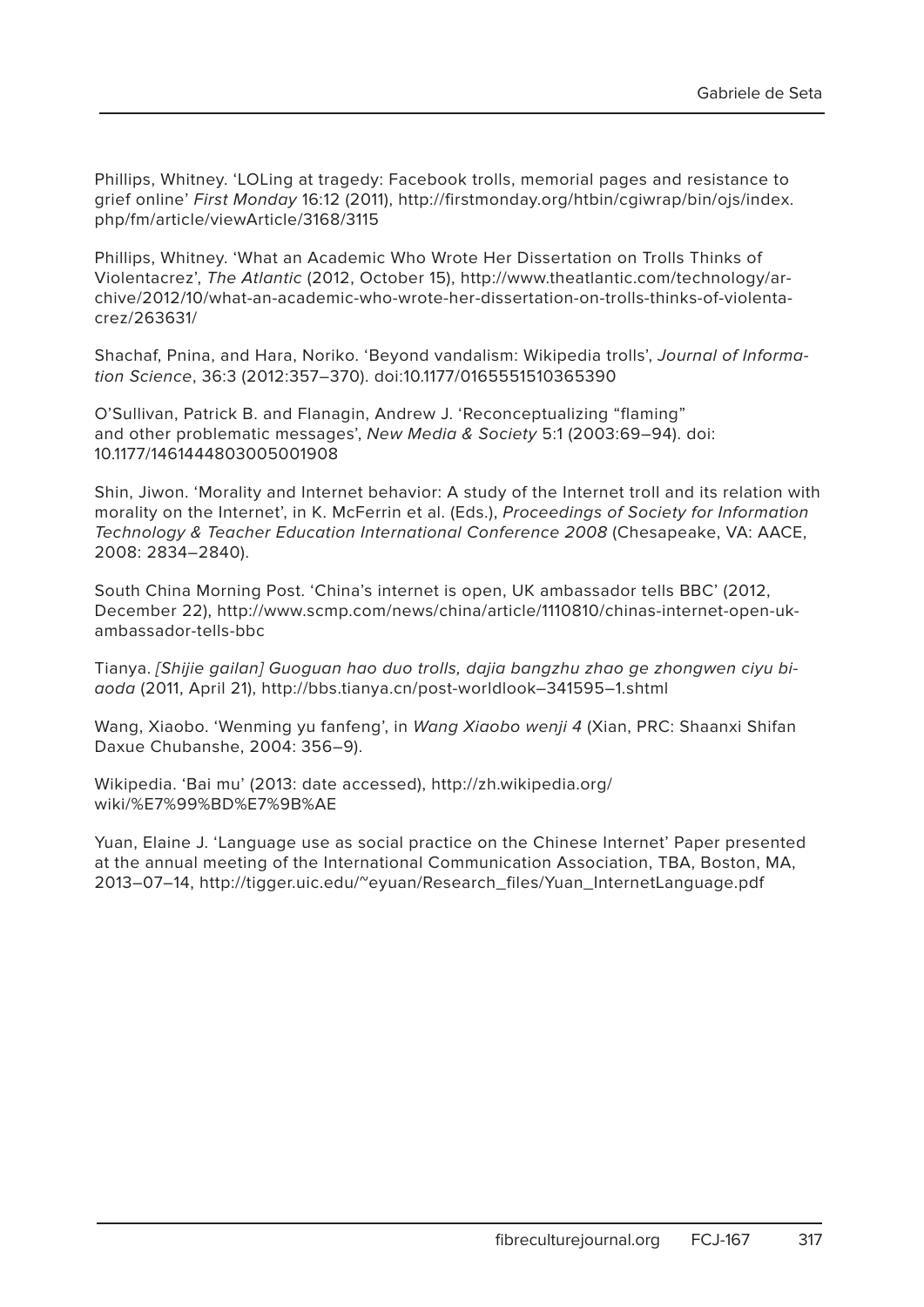Phillips, Whitney. 'LOLing at tragedy: Facebook trolls, memorial pages and resistance to grief online' *First Monday* 16:12 (2011), http://firstmonday.org/htbin/cgiwrap/bin/ojs/index.php/fm/article/viewArticle/3168/3115

Phillips, Whitney. 'What an Academic Who Wrote Her Dissertation on Trolls Thinks of Violentacrez', *The Atlantic* (2012, October 15), http://www.theatlantic.com/technology/archive/2012/10/what-an-academic-who-wrote-her-dissertation-on-trolls-thinks-of-violentacrez/263631/

Shachaf, Pnina, and Hara, Noriko. 'Beyond vandalism: Wikipedia trolls', *Journal of Information Science*, 36:3 (2012:357–370). doi:10.1177/0165551510365390

O'Sullivan, Patrick B. and Flanagin, Andrew J. 'Reconceptualizing "flaming" and other problematic messages', *New Media & Society* 5:1 (2003:69–94). doi: 10.1177/1461444803005001908

Shin, Jiwon. 'Morality and Internet behavior: A study of the Internet troll and its relation with morality on the Internet', in K. McFerrin et al. (Eds.), *Proceedings of Society for Information Technology & Teacher Education International Conference 2008* (Chesapeake, VA: AACE, 2008: 2834–2840).

South China Morning Post. 'China's internet is open, UK ambassador tells BBC' (2012, December 22), http://www.scmp.com/news/china/article/1110810/chinas-internet-open-uk-ambassador-tells-bbc

Tianya. *[Shijie gailan] Guoguan hao duo trolls, dajia bangzhu zhao ge zhongwen ciyu biaoda* (2011, April 21), http://bbs.tianya.cn/post-worldlook–341595–1.shtml

Wang, Xiaobo. 'Wenming yu fanfeng', in *Wang Xiaobo wenji 4* (Xian, PRC: Shaanxi Shifan Daxue Chubanshe, 2004: 356–9).

Wikipedia. 'Bai mu' (2013: date accessed), http://zh.wikipedia.org/wiki/%E7%99%BD%E7%9B%AE

Yuan, Elaine J. 'Language use as social practice on the Chinese Internet' Paper presented at the annual meeting of the International Communication Association, TBA, Boston, MA, 2013–07–14, http://tigger.uic.edu/~eyuan/Research_files/Yuan_InternetLanguage.pdf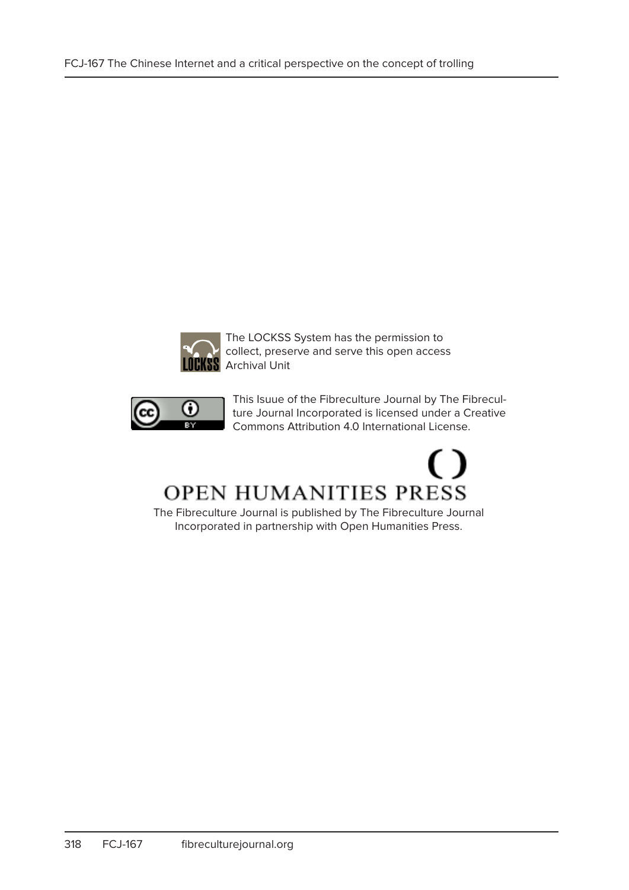The LOCKSS System has the permission to collect, preserve and serve this open access Archival Unit

This Isuue of the Fibreculture Journal by The Fibreculture Journal Incorporated is licensed under a Creative Commons Attribution 4.0 International License.

OPEN HUMANITIES PRESS

The Fibreculture Journal is published by The Fibreculture Journal Incorporated in partnership with Open Humanities Press.